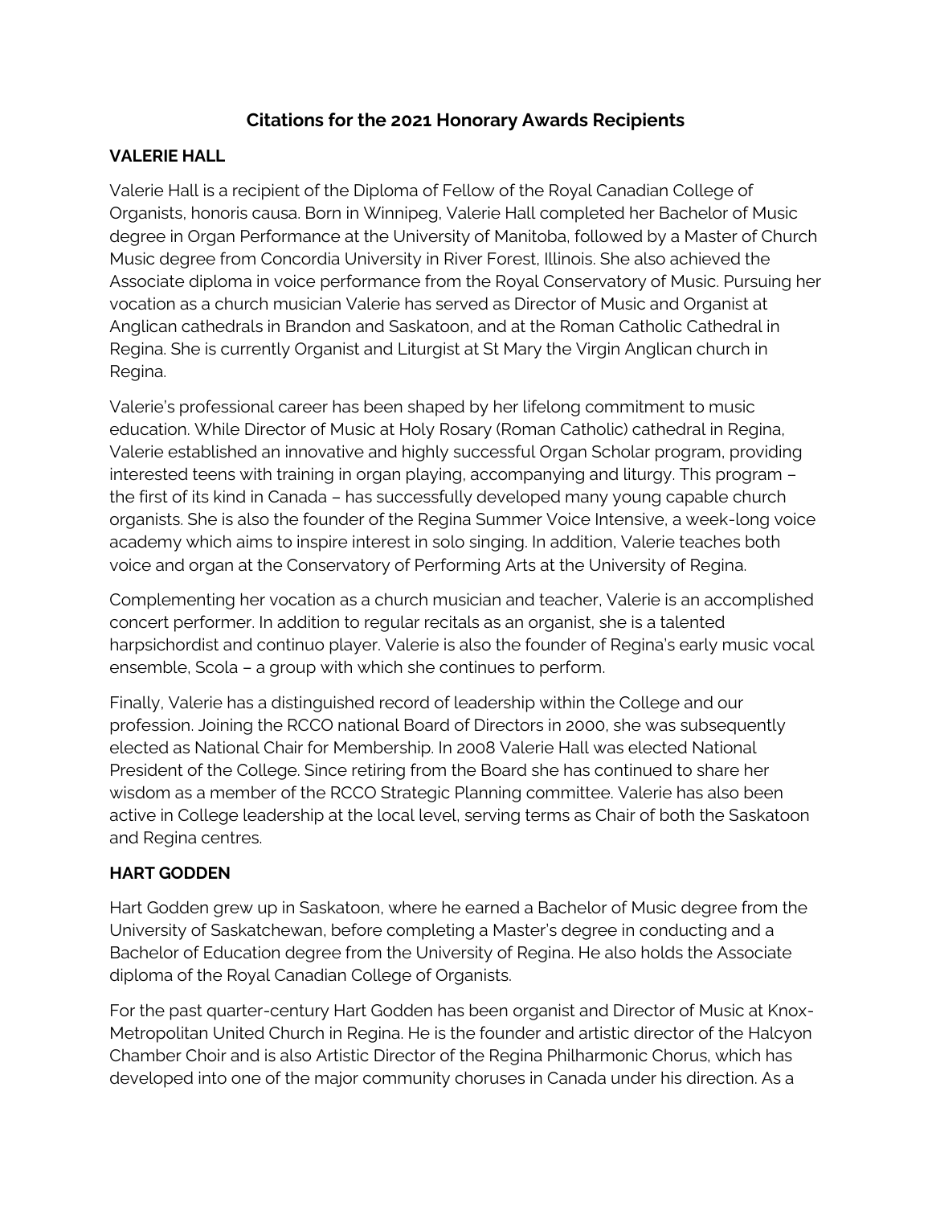# Citations for the 2021 Honorary Awards Recipients

## VALERIE HALL

Valerie Hall is a recipient of the Diploma of Fellow of the Royal Canadian College of Organists, honoris causa. Born in Winnipeg, Valerie Hall completed her Bachelor of Music degree in Organ Performance at the University of Manitoba, followed by a Master of Church Music degree from Concordia University in River Forest, Illinois. She also achieved the Associate diploma in voice performance from the Royal Conservatory of Music. Pursuing her vocation as a church musician Valerie has served as Director of Music and Organist at Anglican cathedrals in Brandon and Saskatoon, and at the Roman Catholic Cathedral in Regina. She is currently Organist and Liturgist at St Mary the Virgin Anglican church in Regina.

Valerie's professional career has been shaped by her lifelong commitment to music education. While Director of Music at Holy Rosary (Roman Catholic) cathedral in Regina, Valerie established an innovative and highly successful Organ Scholar program, providing interested teens with training in organ playing, accompanying and liturgy. This program – the first of its kind in Canada – has successfully developed many young capable church organists. She is also the founder of the Regina Summer Voice Intensive, a week-long voice academy which aims to inspire interest in solo singing. In addition, Valerie teaches both voice and organ at the Conservatory of Performing Arts at the University of Regina.

Complementing her vocation as a church musician and teacher, Valerie is an accomplished concert performer. In addition to regular recitals as an organist, she is a talented harpsichordist and continuo player. Valerie is also the founder of Regina's early music vocal ensemble, Scola – a group with which she continues to perform.

Finally, Valerie has a distinguished record of leadership within the College and our profession. Joining the RCCO national Board of Directors in 2000, she was subsequently elected as National Chair for Membership. In 2008 Valerie Hall was elected National President of the College. Since retiring from the Board she has continued to share her wisdom as a member of the RCCO Strategic Planning committee. Valerie has also been active in College leadership at the local level, serving terms as Chair of both the Saskatoon and Regina centres.

## HART GODDEN

Hart Godden grew up in Saskatoon, where he earned a Bachelor of Music degree from the University of Saskatchewan, before completing a Master's degree in conducting and a Bachelor of Education degree from the University of Regina. He also holds the Associate diploma of the Royal Canadian College of Organists.

For the past quarter-century Hart Godden has been organist and Director of Music at Knox-Metropolitan United Church in Regina. He is the founder and artistic director of the Halcyon Chamber Choir and is also Artistic Director of the Regina Philharmonic Chorus, which has developed into one of the major community choruses in Canada under his direction. As a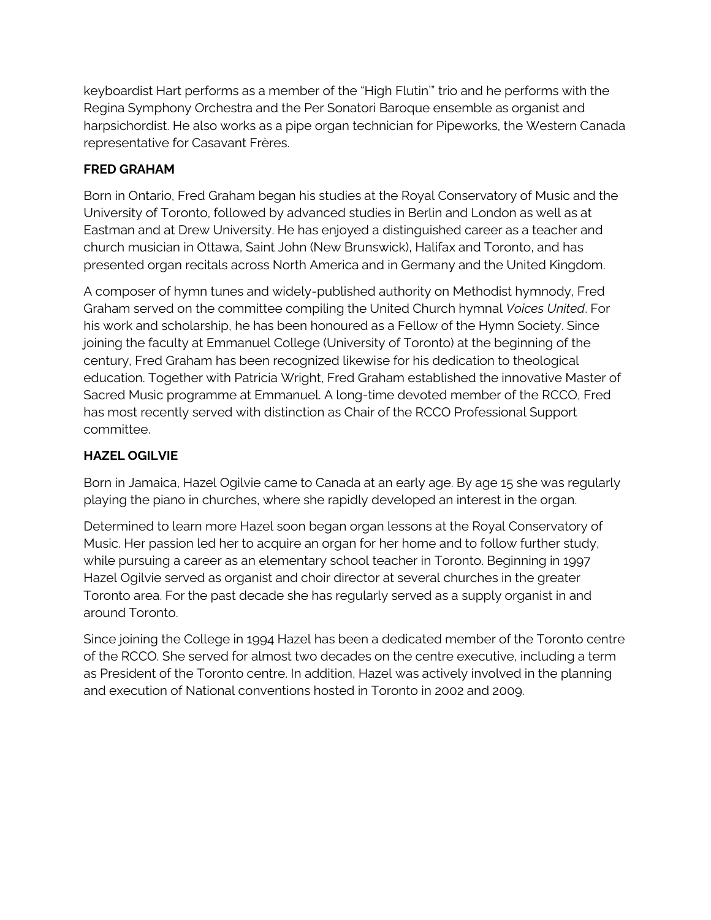keyboardist Hart performs as a member of the "High Flutin'" trio and he performs with the Regina Symphony Orchestra and the Per Sonatori Baroque ensemble as organist and harpsichordist. He also works as a pipe organ technician for Pipeworks, the Western Canada representative for Casavant Frères.

**FRED GRAHAM**

Born in Ontario, Fred Graham began his studies at the Royal Conservatory of Music and the University of Toronto, followed by advanced studies in Berlin and London as well as at Eastman and at Drew University. He has enjoyed a distinguished career as a teacher and church musician in Ottawa, Saint John (New Brunswick), Halifax and Toronto, and has presented organ recitals across North America and in Germany and the United Kingdom.

A composer of hymn tunes and widely-published authority on Methodist hymnody, Fred Graham served on the committee compiling the United Church hymnal *Voices United*. For his work and scholarship, he has been honoured as a Fellow of the Hymn Society. Since joining the faculty at Emmanuel College (University of Toronto) at the beginning of the century, Fred Graham has been recognized likewise for his dedication to theological education. Together with Patricia Wright, Fred Graham established the innovative Master of Sacred Music programme at Emmanuel. A long-time devoted member of the RCCO, Fred has most recently served with distinction as Chair of the RCCO Professional Support committee.

**HAZEL OGILVIE**

Born in Jamaica, Hazel Ogilvie came to Canada at an early age. By age 15 she was regularly playing the piano in churches, where she rapidly developed an interest in the organ.

Determined to learn more Hazel soon began organ lessons at the Royal Conservatory of Music. Her passion led her to acquire an organ for her home and to follow further study, while pursuing a career as an elementary school teacher in Toronto. Beginning in 1997 Hazel Ogilvie served as organist and choir director at several churches in the greater Toronto area. For the past decade she has regularly served as a supply organist in and around Toronto.

Since joining the College in 1994 Hazel has been a dedicated member of the Toronto centre of the RCCO. She served for almost two decades on the centre executive, including a term as President of the Toronto centre. In addition, Hazel was actively involved in the planning and execution of National conventions hosted in Toronto in 2002 and 2009.